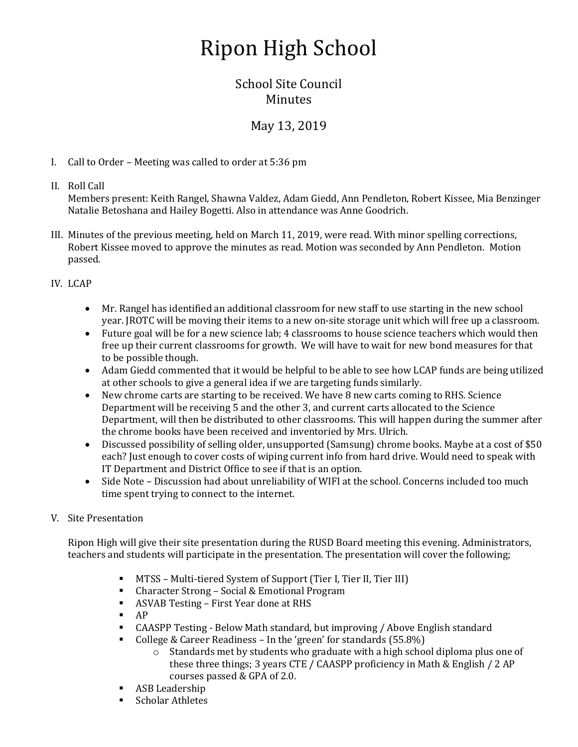# Ripon High School

## School Site Council
## Minutes

## May 13, 2019

I. Call to Order – Meeting was called to order at 5:36 pm

II. Roll Call
Members present: Keith Rangel, Shawna Valdez, Adam Giedd, Ann Pendleton, Robert Kissee, Mia Benzinger Natalie Betoshana and Hailey Bogetti. Also in attendance was Anne Goodrich.

III. Minutes of the previous meeting, held on March 11, 2019, were read. With minor spelling corrections, Robert Kissee moved to approve the minutes as read. Motion was seconded by Ann Pendleton. Motion passed.

IV. LCAP

- Mr. Rangel has identified an additional classroom for new staff to use starting in the new school year. JROTC will be moving their items to a new on-site storage unit which will free up a classroom.
- Future goal will be for a new science lab; 4 classrooms to house science teachers which would then free up their current classrooms for growth. We will have to wait for new bond measures for that to be possible though.
- Adam Giedd commented that it would be helpful to be able to see how LCAP funds are being utilized at other schools to give a general idea if we are targeting funds similarly.
- New chrome carts are starting to be received. We have 8 new carts coming to RHS. Science Department will be receiving 5 and the other 3, and current carts allocated to the Science Department, will then be distributed to other classrooms. This will happen during the summer after the chrome books have been received and inventoried by Mrs. Ulrich.
- Discussed possibility of selling older, unsupported (Samsung) chrome books. Maybe at a cost of $50 each? Just enough to cover costs of wiping current info from hard drive. Would need to speak with IT Department and District Office to see if that is an option.
- Side Note – Discussion had about unreliability of WIFI at the school. Concerns included too much time spent trying to connect to the internet.

V. Site Presentation

Ripon High will give their site presentation during the RUSD Board meeting this evening. Administrators, teachers and students will participate in the presentation. The presentation will cover the following;

- MTSS – Multi-tiered System of Support (Tier I, Tier II, Tier III)
- Character Strong – Social & Emotional Program
- ASVAB Testing – First Year done at RHS
- AP
- CAASPP Testing - Below Math standard, but improving / Above English standard
- College & Career Readiness – In the 'green' for standards (55.8%)
  - Standards met by students who graduate with a high school diploma plus one of these three things; 3 years CTE / CAASPP proficiency in Math & English / 2 AP courses passed & GPA of 2.0.
- ASB Leadership
- Scholar Athletes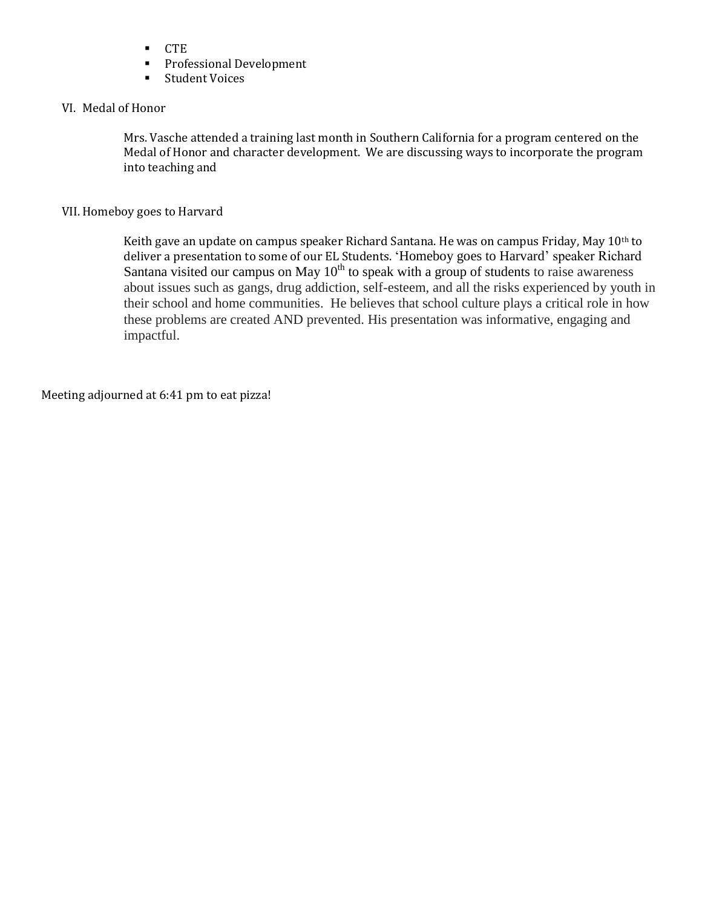- CTE
- Professional Development
- Student Voices

VI. Medal of Honor

Mrs. Vasche attended a training last month in Southern California for a program centered on the Medal of Honor and character development. We are discussing ways to incorporate the program into teaching and

VII. Homeboy goes to Harvard

Keith gave an update on campus speaker Richard Santana. He was on campus Friday, May 10th to deliver a presentation to some of our EL Students. 'Homeboy goes to Harvard' speaker Richard Santana visited our campus on May 10th to speak with a group of students to raise awareness about issues such as gangs, drug addiction, self-esteem, and all the risks experienced by youth in their school and home communities. He believes that school culture plays a critical role in how these problems are created AND prevented. His presentation was informative, engaging and impactful.

Meeting adjourned at 6:41 pm to eat pizza!